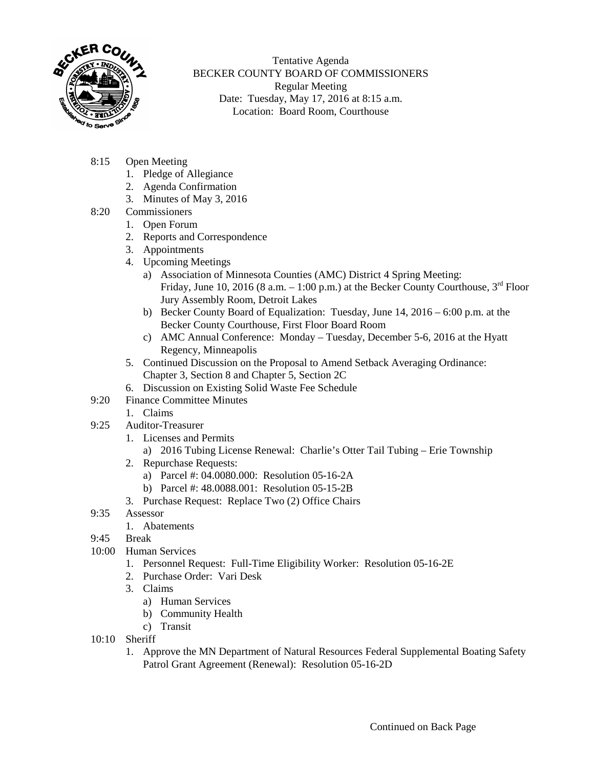Tentative Agenda
BECKER COUNTY BOARD OF COMMISSIONERS
Regular Meeting
Date: Tuesday, May 17, 2016 at 8:15 a.m.
Location: Board Room, Courthouse

8:15 Open Meeting
1. Pledge of Allegiance
2. Agenda Confirmation
3. Minutes of May 3, 2016

8:20 Commissioners
1. Open Forum
2. Reports and Correspondence
3. Appointments
4. Upcoming Meetings
   a) Association of Minnesota Counties (AMC) District 4 Spring Meeting: Friday, June 10, 2016 (8 a.m. – 1:00 p.m.) at the Becker County Courthouse, 3rd Floor Jury Assembly Room, Detroit Lakes
   b) Becker County Board of Equalization: Tuesday, June 14, 2016 – 6:00 p.m. at the Becker County Courthouse, First Floor Board Room
   c) AMC Annual Conference: Monday – Tuesday, December 5-6, 2016 at the Hyatt Regency, Minneapolis
5. Continued Discussion on the Proposal to Amend Setback Averaging Ordinance: Chapter 3, Section 8 and Chapter 5, Section 2C
6. Discussion on Existing Solid Waste Fee Schedule

9:20 Finance Committee Minutes
1. Claims

9:25 Auditor-Treasurer
1. Licenses and Permits
   a) 2016 Tubing License Renewal: Charlie's Otter Tail Tubing – Erie Township
2. Repurchase Requests:
   a) Parcel #: 04.0080.000: Resolution 05-16-2A
   b) Parcel #: 48.0088.001: Resolution 05-15-2B
3. Purchase Request: Replace Two (2) Office Chairs

9:35 Assessor
1. Abatements

9:45 Break

10:00 Human Services
1. Personnel Request: Full-Time Eligibility Worker: Resolution 05-16-2E
2. Purchase Order: Vari Desk
3. Claims
   a) Human Services
   b) Community Health
   c) Transit

10:10 Sheriff
1. Approve the MN Department of Natural Resources Federal Supplemental Boating Safety Patrol Grant Agreement (Renewal): Resolution 05-16-2D

Continued on Back Page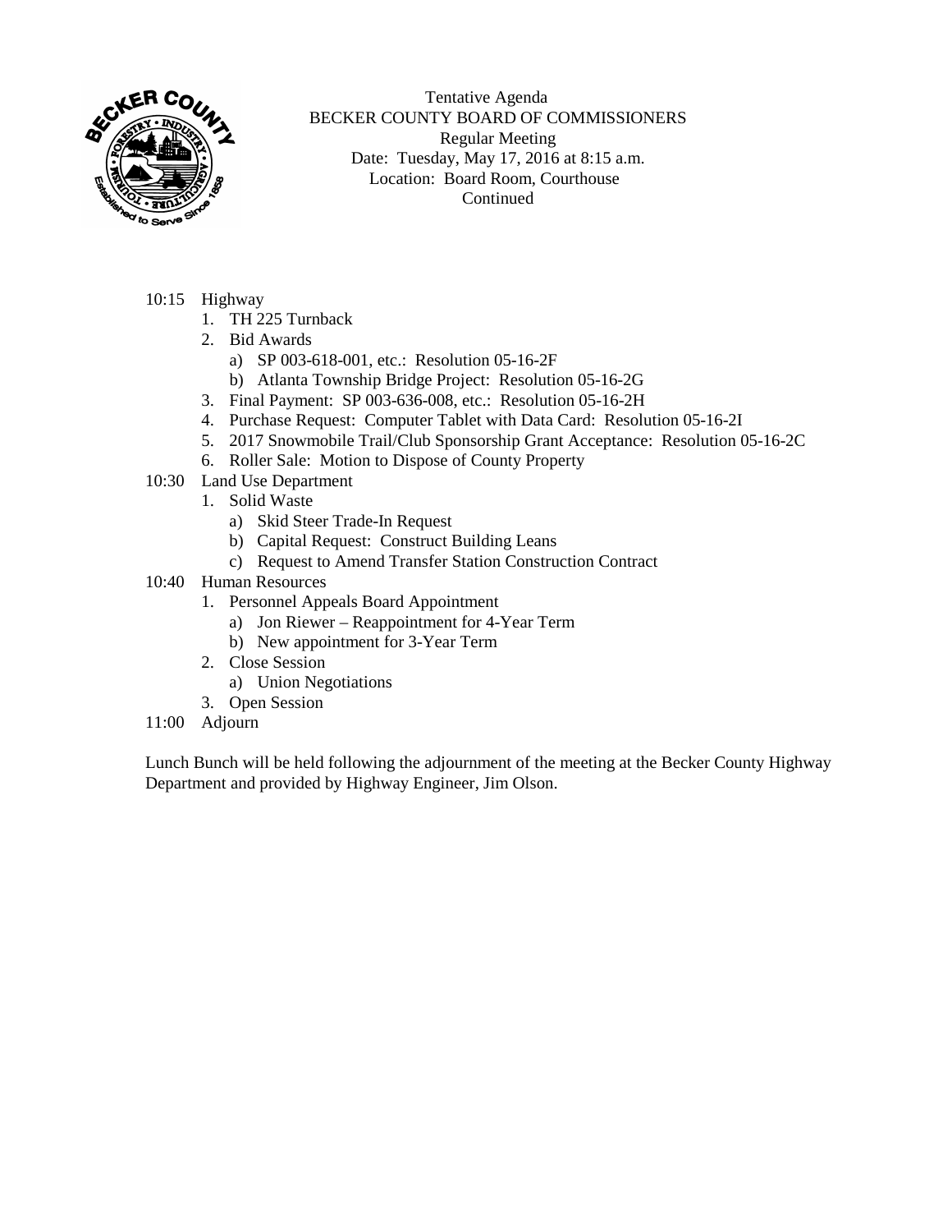Tentative Agenda
BECKER COUNTY BOARD OF COMMISSIONERS
Regular Meeting
Date: Tuesday, May 17, 2016 at 8:15 a.m.
Location: Board Room, Courthouse
Continued

10:15 Highway
1. TH 225 Turnback
2. Bid Awards
   a) SP 003-618-001, etc.: Resolution 05-16-2F
   b) Atlanta Township Bridge Project: Resolution 05-16-2G
3. Final Payment: SP 003-636-008, etc.: Resolution 05-16-2H
4. Purchase Request: Computer Tablet with Data Card: Resolution 05-16-2I
5. 2017 Snowmobile Trail/Club Sponsorship Grant Acceptance: Resolution 05-16-2C
6. Roller Sale: Motion to Dispose of County Property

10:30 Land Use Department
1. Solid Waste
   a) Skid Steer Trade-In Request
   b) Capital Request: Construct Building Leans
   c) Request to Amend Transfer Station Construction Contract

10:40 Human Resources
1. Personnel Appeals Board Appointment
   a) Jon Riewer – Reappointment for 4-Year Term
   b) New appointment for 3-Year Term
2. Close Session
   a) Union Negotiations
3. Open Session

11:00 Adjourn

Lunch Bunch will be held following the adjournment of the meeting at the Becker County Highway Department and provided by Highway Engineer, Jim Olson.